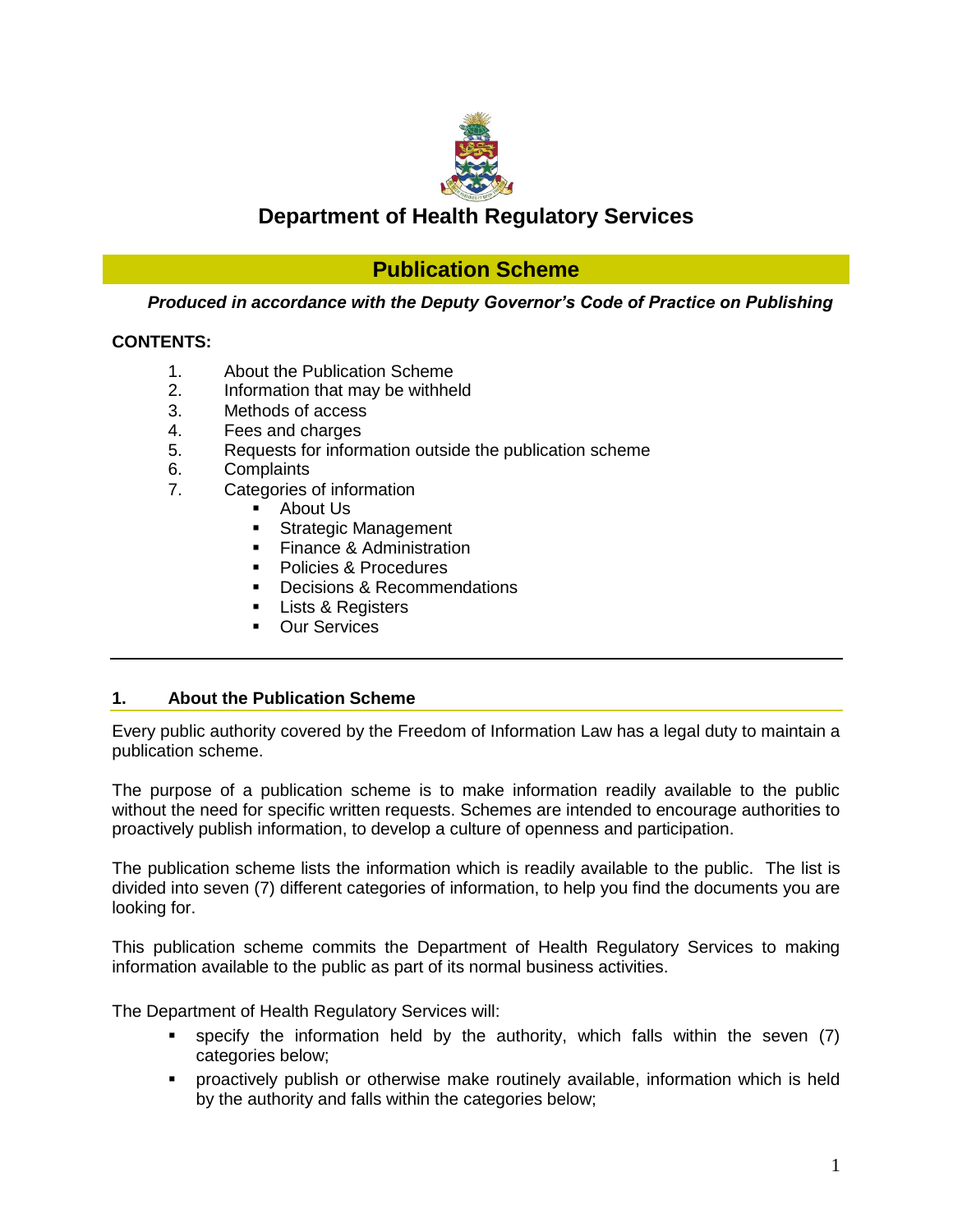# Department of Health Regulatory Services

## Publication Scheme

***Produced in accordance with the Deputy Governor's Code of Practice on Publishing***

**CONTENTS:**

1. About the Publication Scheme
2. Information that may be withheld
3. Methods of access
4. Fees and charges
5. Requests for information outside the publication scheme
6. Complaints
7. Categories of information
   - About Us
   - Strategic Management
   - Finance & Administration
   - Policies & Procedures
   - Decisions & Recommendations
   - Lists & Registers
   - Our Services

---

### 1. About the Publication Scheme

Every public authority covered by the Freedom of Information Law has a legal duty to maintain a publication scheme.

The purpose of a publication scheme is to make information readily available to the public without the need for specific written requests. Schemes are intended to encourage authorities to proactively publish information, to develop a culture of openness and participation.

The publication scheme lists the information which is readily available to the public. The list is divided into seven (7) different categories of information, to help you find the documents you are looking for.

This publication scheme commits the Department of Health Regulatory Services to making information available to the public as part of its normal business activities.

The Department of Health Regulatory Services will:

- specify the information held by the authority, which falls within the seven (7) categories below;
- proactively publish or otherwise make routinely available, information which is held by the authority and falls within the categories below;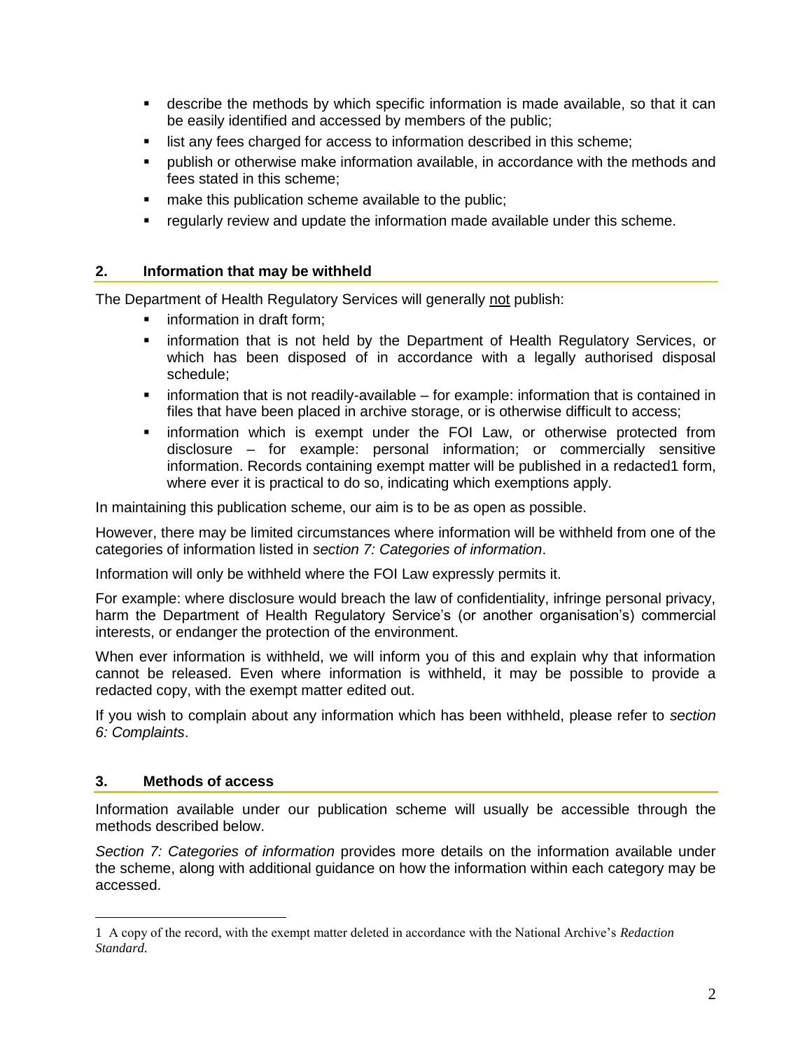- describe the methods by which specific information is made available, so that it can be easily identified and accessed by members of the public;
- list any fees charged for access to information described in this scheme;
- publish or otherwise make information available, in accordance with the methods and fees stated in this scheme;
- make this publication scheme available to the public;
- regularly review and update the information made available under this scheme.

## 2. Information that may be withheld

The Department of Health Regulatory Services will generally not publish:

- information in draft form;
- information that is not held by the Department of Health Regulatory Services, or which has been disposed of in accordance with a legally authorised disposal schedule;
- information that is not readily-available – for example: information that is contained in files that have been placed in archive storage, or is otherwise difficult to access;
- information which is exempt under the FOI Law, or otherwise protected from disclosure – for example: personal information; or commercially sensitive information. Records containing exempt matter will be published in a redacted[1] form, where ever it is practical to do so, indicating which exemptions apply.

In maintaining this publication scheme, our aim is to be as open as possible.

However, there may be limited circumstances where information will be withheld from one of the categories of information listed in *section 7: Categories of information*.

Information will only be withheld where the FOI Law expressly permits it.

For example: where disclosure would breach the law of confidentiality, infringe personal privacy, harm the Department of Health Regulatory Service's (or another organisation's) commercial interests, or endanger the protection of the environment.

When ever information is withheld, we will inform you of this and explain why that information cannot be released. Even where information is withheld, it may be possible to provide a redacted copy, with the exempt matter edited out.

If you wish to complain about any information which has been withheld, please refer to *section 6: Complaints*.

## 3. Methods of access

Information available under our publication scheme will usually be accessible through the methods described below.

*Section 7: Categories of information* provides more details on the information available under the scheme, along with additional guidance on how the information within each category may be accessed.

---

[1] A copy of the record, with the exempt matter deleted in accordance with the National Archive's *Redaction Standard.*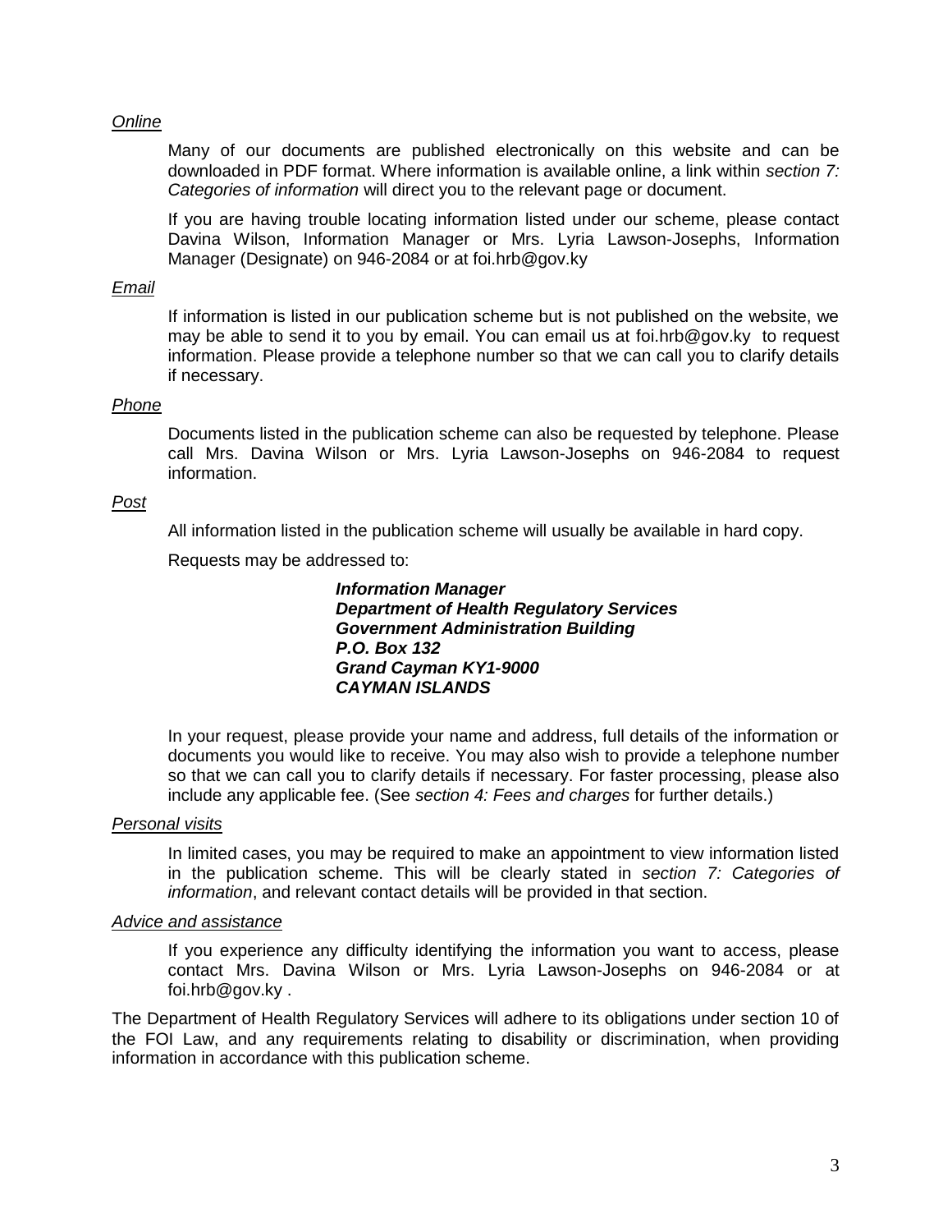*Online*

Many of our documents are published electronically on this website and can be downloaded in PDF format. Where information is available online, a link within *section 7: Categories of information* will direct you to the relevant page or document.

If you are having trouble locating information listed under our scheme, please contact Davina Wilson, Information Manager or Mrs. Lyria Lawson-Josephs, Information Manager (Designate) on 946-2084 or at foi.hrb@gov.ky

*Email*

If information is listed in our publication scheme but is not published on the website, we may be able to send it to you by email. You can email us at foi.hrb@gov.ky to request information. Please provide a telephone number so that we can call you to clarify details if necessary.

*Phone*

Documents listed in the publication scheme can also be requested by telephone. Please call Mrs. Davina Wilson or Mrs. Lyria Lawson-Josephs on 946-2084 to request information.

*Post*

All information listed in the publication scheme will usually be available in hard copy.

Requests may be addressed to:

***Information Manager***
***Department of Health Regulatory Services***
***Government Administration Building***
***P.O. Box 132***
***Grand Cayman KY1-9000***
***CAYMAN ISLANDS***

In your request, please provide your name and address, full details of the information or documents you would like to receive. You may also wish to provide a telephone number so that we can call you to clarify details if necessary. For faster processing, please also include any applicable fee. (See *section 4: Fees and charges* for further details.)

*Personal visits*

In limited cases, you may be required to make an appointment to view information listed in the publication scheme. This will be clearly stated in *section 7: Categories of information*, and relevant contact details will be provided in that section.

*Advice and assistance*

If you experience any difficulty identifying the information you want to access, please contact Mrs. Davina Wilson or Mrs. Lyria Lawson-Josephs on 946-2084 or at foi.hrb@gov.ky .

The Department of Health Regulatory Services will adhere to its obligations under section 10 of the FOI Law, and any requirements relating to disability or discrimination, when providing information in accordance with this publication scheme.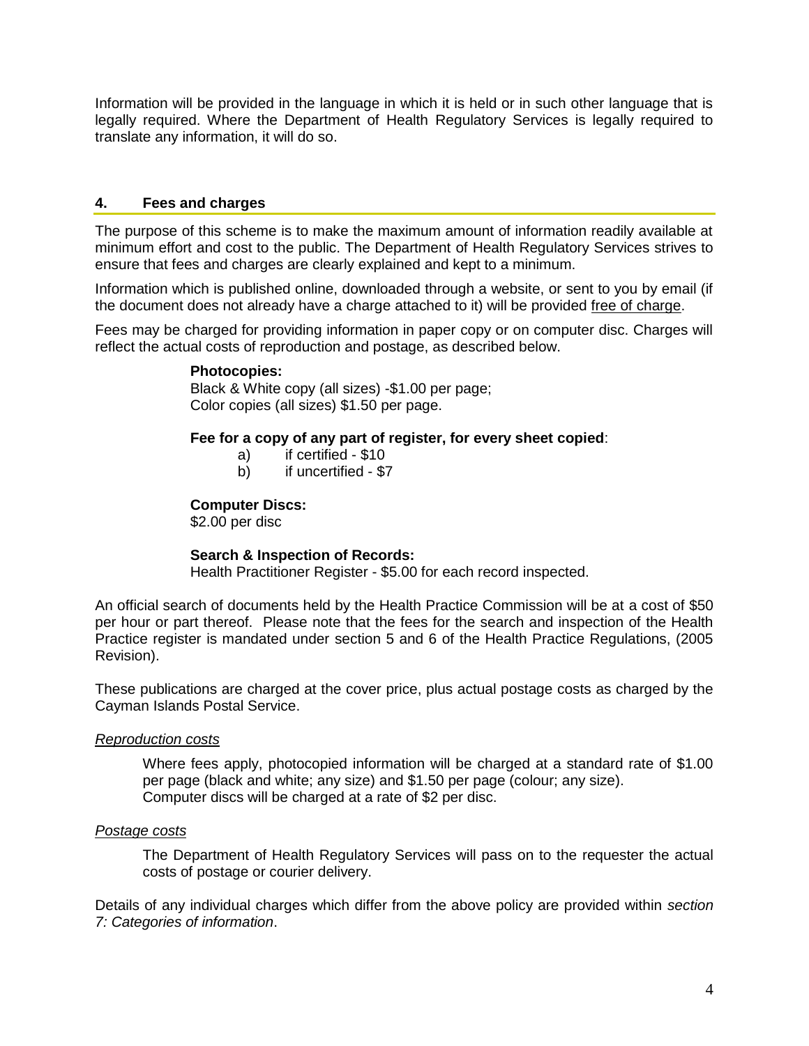Information will be provided in the language in which it is held or in such other language that is legally required. Where the Department of Health Regulatory Services is legally required to translate any information, it will do so.

## 4. Fees and charges

The purpose of this scheme is to make the maximum amount of information readily available at minimum effort and cost to the public. The Department of Health Regulatory Services strives to ensure that fees and charges are clearly explained and kept to a minimum.

Information which is published online, downloaded through a website, or sent to you by email (if the document does not already have a charge attached to it) will be provided free of charge.

Fees may be charged for providing information in paper copy or on computer disc. Charges will reflect the actual costs of reproduction and postage, as described below.

**Photocopies:**
Black & White copy (all sizes) -$1.00 per page;
Color copies (all sizes) $1.50 per page.

**Fee for a copy of any part of register, for every sheet copied**:

a) if certified - $10
b) if uncertified - $7

**Computer Discs:**
$2.00 per disc

**Search & Inspection of Records:**
Health Practitioner Register - $5.00 for each record inspected.

An official search of documents held by the Health Practice Commission will be at a cost of $50 per hour or part thereof. Please note that the fees for the search and inspection of the Health Practice register is mandated under section 5 and 6 of the Health Practice Regulations, (2005 Revision).

These publications are charged at the cover price, plus actual postage costs as charged by the Cayman Islands Postal Service.

*Reproduction costs*

Where fees apply, photocopied information will be charged at a standard rate of $1.00 per page (black and white; any size) and $1.50 per page (colour; any size).
Computer discs will be charged at a rate of $2 per disc.

*Postage costs*

The Department of Health Regulatory Services will pass on to the requester the actual costs of postage or courier delivery.

Details of any individual charges which differ from the above policy are provided within *section 7: Categories of information*.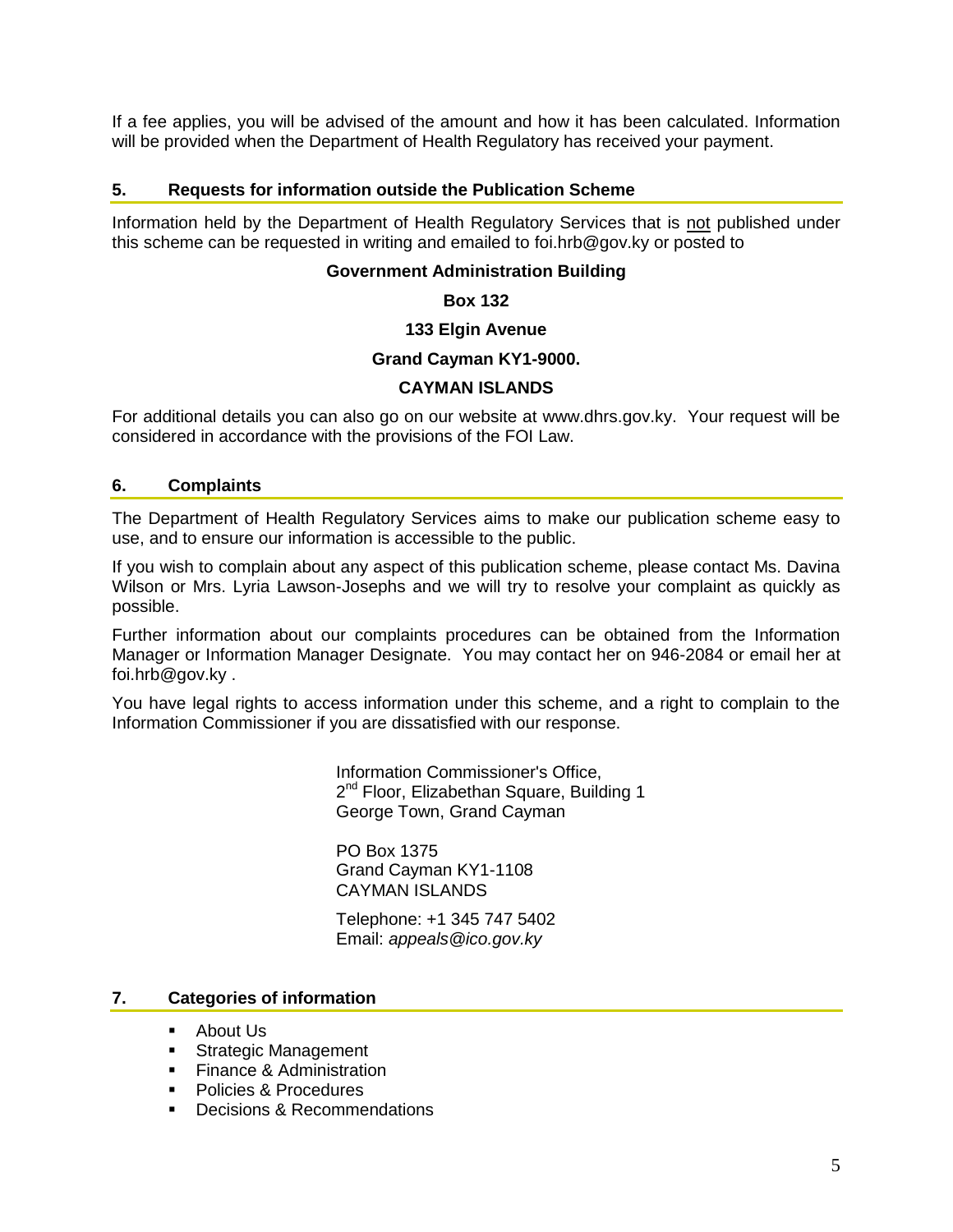If a fee applies, you will be advised of the amount and how it has been calculated. Information will be provided when the Department of Health Regulatory has received your payment.

## 5. Requests for information outside the Publication Scheme

Information held by the Department of Health Regulatory Services that is not published under this scheme can be requested in writing and emailed to foi.hrb@gov.ky or posted to

**Government Administration Building**

**Box 132**

**133 Elgin Avenue**

**Grand Cayman KY1-9000.**

**CAYMAN ISLANDS**

For additional details you can also go on our website at www.dhrs.gov.ky. Your request will be considered in accordance with the provisions of the FOI Law.

## 6. Complaints

The Department of Health Regulatory Services aims to make our publication scheme easy to use, and to ensure our information is accessible to the public.

If you wish to complain about any aspect of this publication scheme, please contact Ms. Davina Wilson or Mrs. Lyria Lawson-Josephs and we will try to resolve your complaint as quickly as possible.

Further information about our complaints procedures can be obtained from the Information Manager or Information Manager Designate. You may contact her on 946-2084 or email her at foi.hrb@gov.ky .

You have legal rights to access information under this scheme, and a right to complain to the Information Commissioner if you are dissatisfied with our response.

Information Commissioner's Office,
2nd Floor, Elizabethan Square, Building 1
George Town, Grand Cayman

PO Box 1375
Grand Cayman KY1-1108
CAYMAN ISLANDS

Telephone: +1 345 747 5402
Email: *appeals@ico.gov.ky*

## 7. Categories of information

- About Us
- Strategic Management
- Finance & Administration
- Policies & Procedures
- Decisions & Recommendations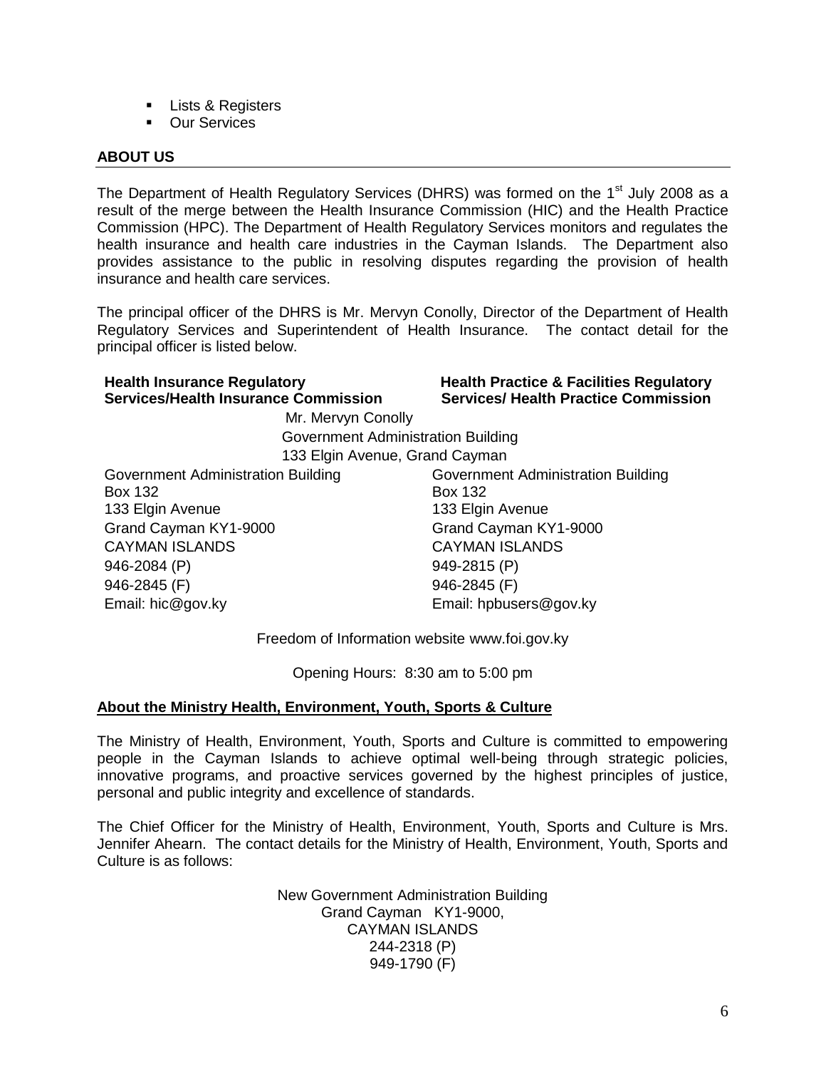- Lists & Registers
- Our Services

## ABOUT US

The Department of Health Regulatory Services (DHRS) was formed on the 1st July 2008 as a result of the merge between the Health Insurance Commission (HIC) and the Health Practice Commission (HPC). The Department of Health Regulatory Services monitors and regulates the health insurance and health care industries in the Cayman Islands. The Department also provides assistance to the public in resolving disputes regarding the provision of health insurance and health care services.

The principal officer of the DHRS is Mr. Mervyn Conolly, Director of the Department of Health Regulatory Services and Superintendent of Health Insurance. The contact detail for the principal officer is listed below.

| **Health Insurance Regulatory Services/Health Insurance Commission** | **Health Practice & Facilities Regulatory Services/ Health Practice Commission** |
|---|---|
| Mr. Mervyn Conolly<br>Government Administration Building<br>133 Elgin Avenue, Grand Cayman | |
| Government Administration Building | Government Administration Building |
| Box 132 | Box 132 |
| 133 Elgin Avenue | 133 Elgin Avenue |
| Grand Cayman KY1-9000 | Grand Cayman KY1-9000 |
| CAYMAN ISLANDS | CAYMAN ISLANDS |
| 946-2084 (P) | 949-2815 (P) |
| 946-2845 (F) | 946-2845 (F) |
| Email: hic@gov.ky | Email: hpbusers@gov.ky |

Freedom of Information website www.foi.gov.ky

Opening Hours: 8:30 am to 5:00 pm

## About the Ministry Health, Environment, Youth, Sports & Culture

The Ministry of Health, Environment, Youth, Sports and Culture is committed to empowering people in the Cayman Islands to achieve optimal well-being through strategic policies, innovative programs, and proactive services governed by the highest principles of justice, personal and public integrity and excellence of standards.

The Chief Officer for the Ministry of Health, Environment, Youth, Sports and Culture is Mrs. Jennifer Ahearn. The contact details for the Ministry of Health, Environment, Youth, Sports and Culture is as follows:

New Government Administration Building
Grand Cayman KY1-9000,
CAYMAN ISLANDS
244-2318 (P)
949-1790 (F)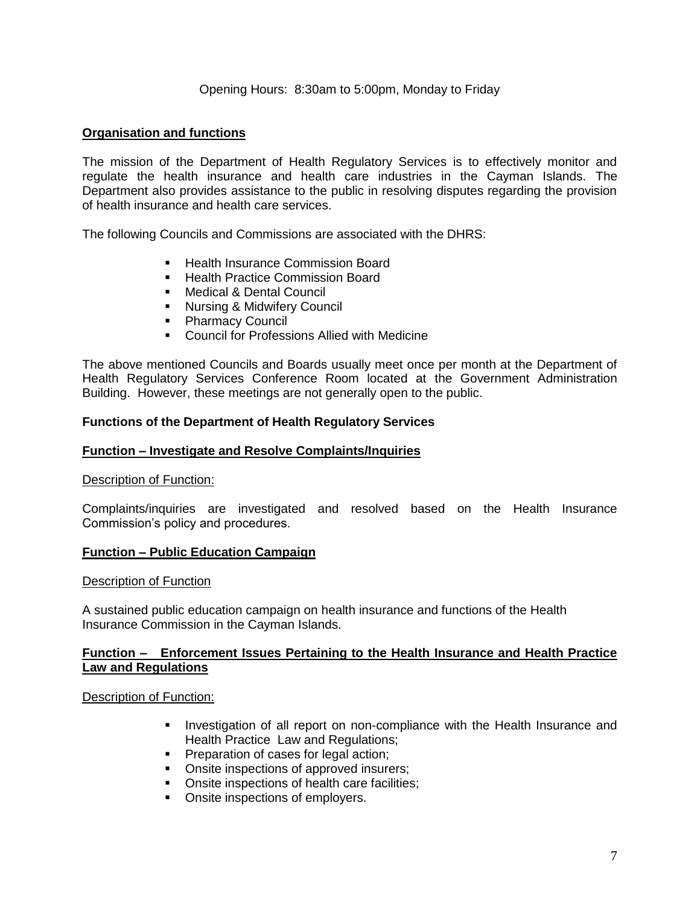Opening Hours: 8:30am to 5:00pm, Monday to Friday

## Organisation and functions

The mission of the Department of Health Regulatory Services is to effectively monitor and regulate the health insurance and health care industries in the Cayman Islands. The Department also provides assistance to the public in resolving disputes regarding the provision of health insurance and health care services.

The following Councils and Commissions are associated with the DHRS:

- Health Insurance Commission Board
- Health Practice Commission Board
- Medical & Dental Council
- Nursing & Midwifery Council
- Pharmacy Council
- Council for Professions Allied with Medicine

The above mentioned Councils and Boards usually meet once per month at the Department of Health Regulatory Services Conference Room located at the Government Administration Building. However, these meetings are not generally open to the public.

## Functions of the Department of Health Regulatory Services

### Function – Investigate and Resolve Complaints/Inquiries

Description of Function:

Complaints/inquiries are investigated and resolved based on the Health Insurance Commission's policy and procedures.

### Function – Public Education Campaign

Description of Function

A sustained public education campaign on health insurance and functions of the Health Insurance Commission in the Cayman Islands.

### Function – Enforcement Issues Pertaining to the Health Insurance and Health Practice Law and Regulations

Description of Function:

- Investigation of all report on non-compliance with the Health Insurance and Health Practice Law and Regulations;
- Preparation of cases for legal action;
- Onsite inspections of approved insurers;
- Onsite inspections of health care facilities;
- Onsite inspections of employers.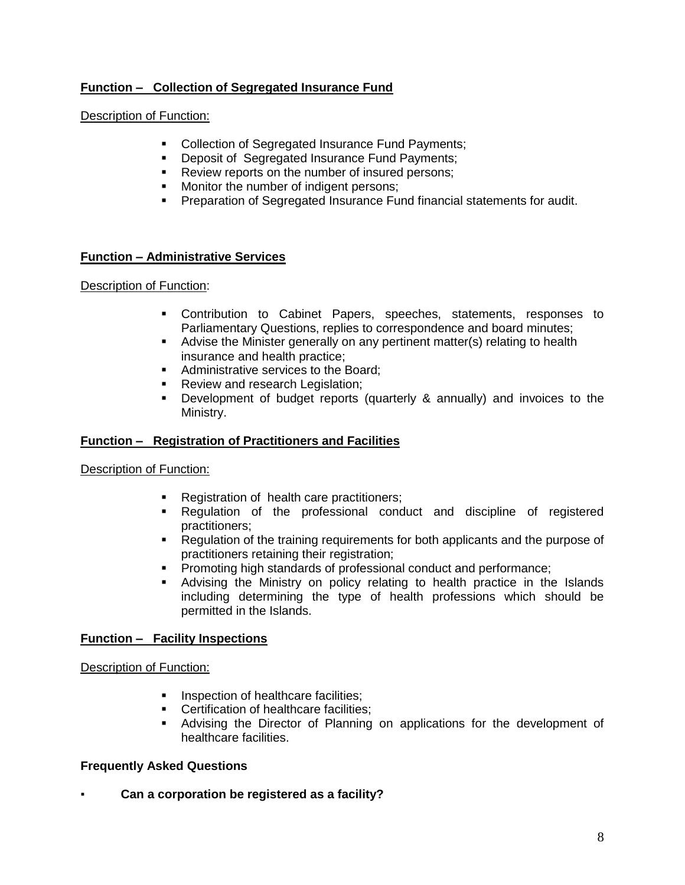**Function – Collection of Segregated Insurance Fund**

Description of Function:

- Collection of Segregated Insurance Fund Payments;
- Deposit of Segregated Insurance Fund Payments;
- Review reports on the number of insured persons;
- Monitor the number of indigent persons;
- Preparation of Segregated Insurance Fund financial statements for audit.

**Function – Administrative Services**

Description of Function:

- Contribution to Cabinet Papers, speeches, statements, responses to Parliamentary Questions, replies to correspondence and board minutes;
- Advise the Minister generally on any pertinent matter(s) relating to health insurance and health practice;
- Administrative services to the Board;
- Review and research Legislation;
- Development of budget reports (quarterly & annually) and invoices to the Ministry.

**Function – Registration of Practitioners and Facilities**

Description of Function:

- Registration of health care practitioners;
- Regulation of the professional conduct and discipline of registered practitioners;
- Regulation of the training requirements for both applicants and the purpose of practitioners retaining their registration;
- Promoting high standards of professional conduct and performance;
- Advising the Ministry on policy relating to health practice in the Islands including determining the type of health professions which should be permitted in the Islands.

**Function – Facility Inspections**

Description of Function:

- Inspection of healthcare facilities;
- Certification of healthcare facilities;
- Advising the Director of Planning on applications for the development of healthcare facilities.

**Frequently Asked Questions**

- **Can a corporation be registered as a facility?**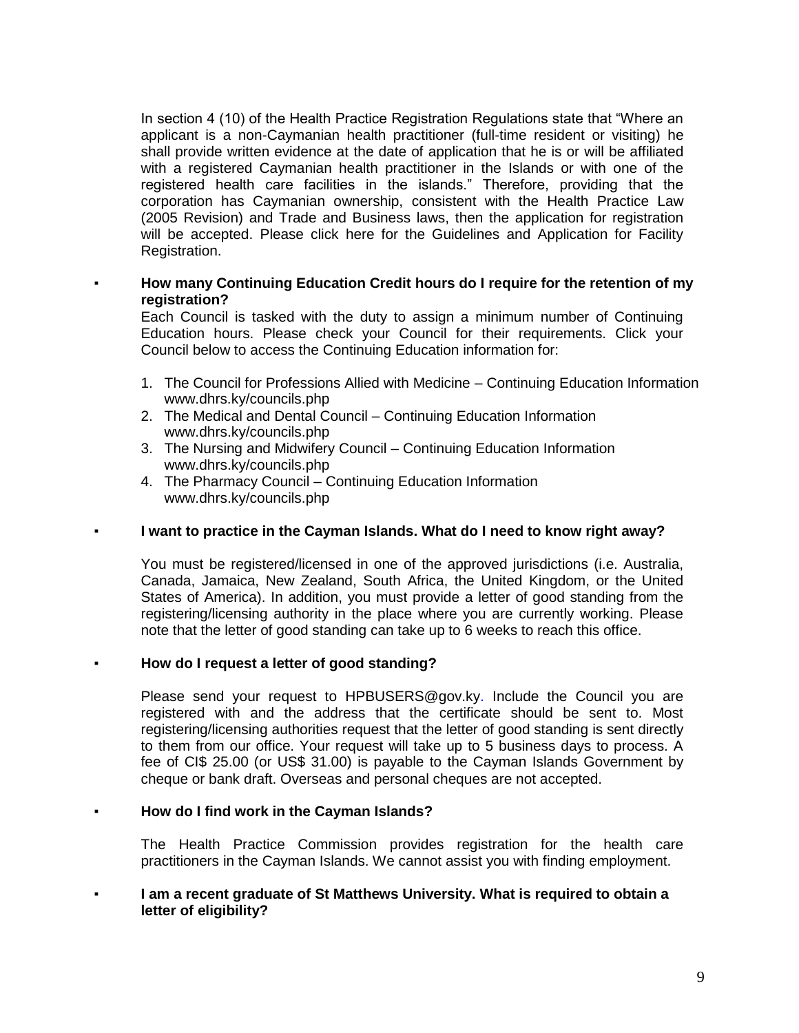In section 4 (10) of the Health Practice Registration Regulations state that "Where an applicant is a non-Caymanian health practitioner (full-time resident or visiting) he shall provide written evidence at the date of application that he is or will be affiliated with a registered Caymanian health practitioner in the Islands or with one of the registered health care facilities in the islands." Therefore, providing that the corporation has Caymanian ownership, consistent with the Health Practice Law (2005 Revision) and Trade and Business laws, then the application for registration will be accepted. Please click here for the Guidelines and Application for Facility Registration.

- **How many Continuing Education Credit hours do I require for the retention of my registration?**

  Each Council is tasked with the duty to assign a minimum number of Continuing Education hours. Please check your Council for their requirements. Click your Council below to access the Continuing Education information for:

  1. The Council for Professions Allied with Medicine – Continuing Education Information www.dhrs.ky/councils.php
  2. The Medical and Dental Council – Continuing Education Information www.dhrs.ky/councils.php
  3. The Nursing and Midwifery Council – Continuing Education Information www.dhrs.ky/councils.php
  4. The Pharmacy Council – Continuing Education Information www.dhrs.ky/councils.php

- **I want to practice in the Cayman Islands. What do I need to know right away?**

  You must be registered/licensed in one of the approved jurisdictions (i.e. Australia, Canada, Jamaica, New Zealand, South Africa, the United Kingdom, or the United States of America). In addition, you must provide a letter of good standing from the registering/licensing authority in the place where you are currently working. Please note that the letter of good standing can take up to 6 weeks to reach this office.

- **How do I request a letter of good standing?**

  Please send your request to HPBUSERS@gov.ky. Include the Council you are registered with and the address that the certificate should be sent to. Most registering/licensing authorities request that the letter of good standing is sent directly to them from our office. Your request will take up to 5 business days to process. A fee of CI$ 25.00 (or US$ 31.00) is payable to the Cayman Islands Government by cheque or bank draft. Overseas and personal cheques are not accepted.

- **How do I find work in the Cayman Islands?**

  The Health Practice Commission provides registration for the health care practitioners in the Cayman Islands. We cannot assist you with finding employment.

- **I am a recent graduate of St Matthews University. What is required to obtain a letter of eligibility?**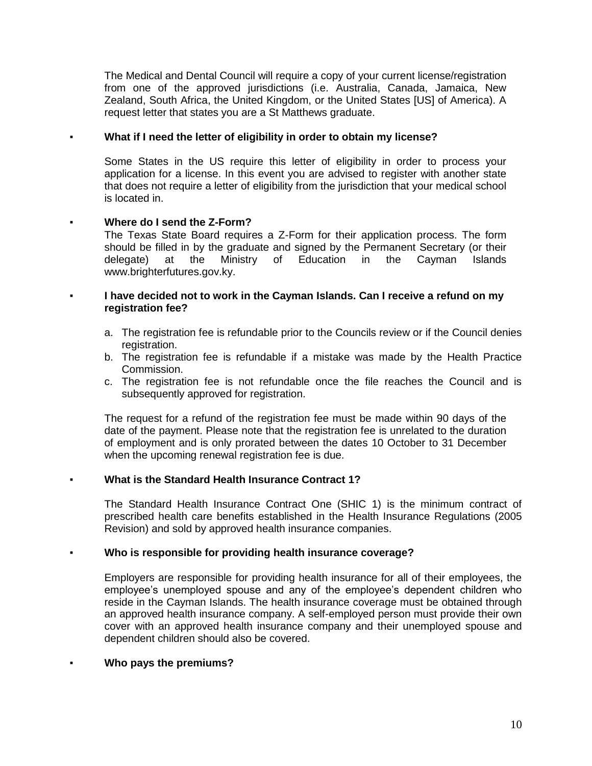The Medical and Dental Council will require a copy of your current license/registration from one of the approved jurisdictions (i.e. Australia, Canada, Jamaica, New Zealand, South Africa, the United Kingdom, or the United States [US] of America). A request letter that states you are a St Matthews graduate.

- **What if I need the letter of eligibility in order to obtain my license?**

  Some States in the US require this letter of eligibility in order to process your application for a license. In this event you are advised to register with another state that does not require a letter of eligibility from the jurisdiction that your medical school is located in.

- **Where do I send the Z-Form?**

  The Texas State Board requires a Z-Form for their application process. The form should be filled in by the graduate and signed by the Permanent Secretary (or their delegate) at the Ministry of Education in the Cayman Islands www.brighterfutures.gov.ky.

- **I have decided not to work in the Cayman Islands. Can I receive a refund on my registration fee?**

  a. The registration fee is refundable prior to the Councils review or if the Council denies registration.
  b. The registration fee is refundable if a mistake was made by the Health Practice Commission.
  c. The registration fee is not refundable once the file reaches the Council and is subsequently approved for registration.

  The request for a refund of the registration fee must be made within 90 days of the date of the payment. Please note that the registration fee is unrelated to the duration of employment and is only prorated between the dates 10 October to 31 December when the upcoming renewal registration fee is due.

- **What is the Standard Health Insurance Contract 1?**

  The Standard Health Insurance Contract One (SHIC 1) is the minimum contract of prescribed health care benefits established in the Health Insurance Regulations (2005 Revision) and sold by approved health insurance companies.

- **Who is responsible for providing health insurance coverage?**

  Employers are responsible for providing health insurance for all of their employees, the employee's unemployed spouse and any of the employee's dependent children who reside in the Cayman Islands. The health insurance coverage must be obtained through an approved health insurance company. A self-employed person must provide their own cover with an approved health insurance company and their unemployed spouse and dependent children should also be covered.

- **Who pays the premiums?**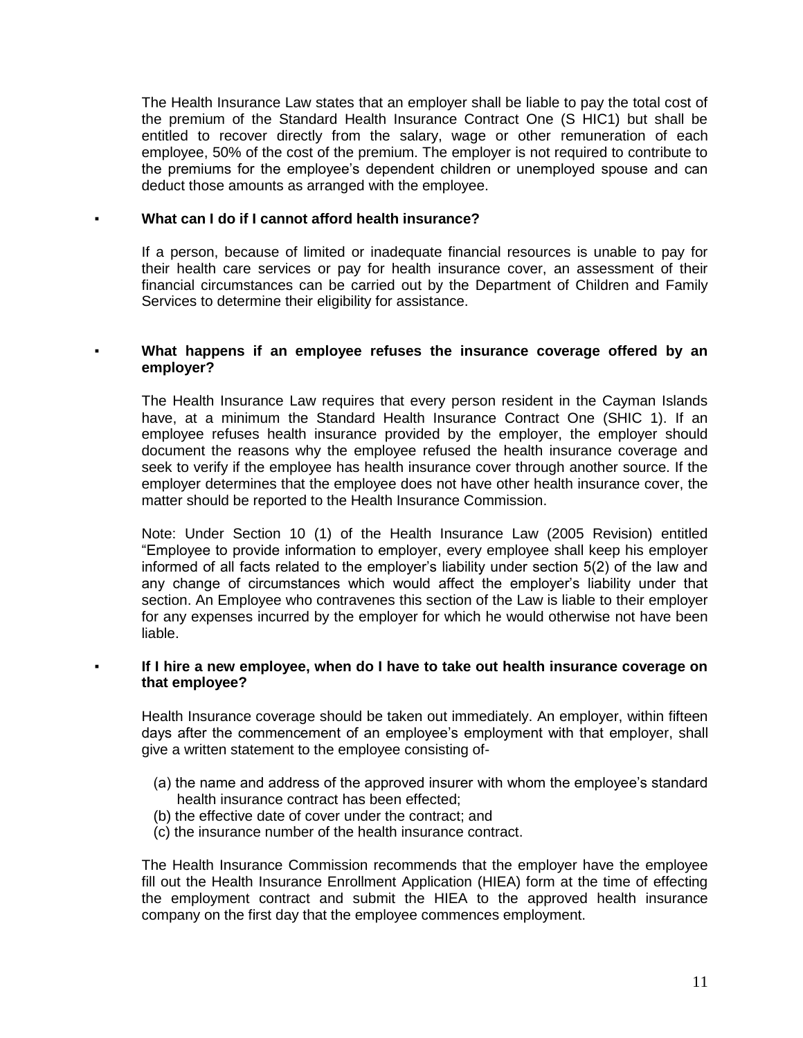The Health Insurance Law states that an employer shall be liable to pay the total cost of the premium of the Standard Health Insurance Contract One (S HIC1) but shall be entitled to recover directly from the salary, wage or other remuneration of each employee, 50% of the cost of the premium. The employer is not required to contribute to the premiums for the employee's dependent children or unemployed spouse and can deduct those amounts as arranged with the employee.

- **What can I do if I cannot afford health insurance?**

  If a person, because of limited or inadequate financial resources is unable to pay for their health care services or pay for health insurance cover, an assessment of their financial circumstances can be carried out by the Department of Children and Family Services to determine their eligibility for assistance.

- **What happens if an employee refuses the insurance coverage offered by an employer?**

  The Health Insurance Law requires that every person resident in the Cayman Islands have, at a minimum the Standard Health Insurance Contract One (SHIC 1). If an employee refuses health insurance provided by the employer, the employer should document the reasons why the employee refused the health insurance coverage and seek to verify if the employee has health insurance cover through another source. If the employer determines that the employee does not have other health insurance cover, the matter should be reported to the Health Insurance Commission.

  Note: Under Section 10 (1) of the Health Insurance Law (2005 Revision) entitled "Employee to provide information to employer, every employee shall keep his employer informed of all facts related to the employer's liability under section 5(2) of the law and any change of circumstances which would affect the employer's liability under that section. An Employee who contravenes this section of the Law is liable to their employer for any expenses incurred by the employer for which he would otherwise not have been liable.

- **If I hire a new employee, when do I have to take out health insurance coverage on that employee?**

  Health Insurance coverage should be taken out immediately. An employer, within fifteen days after the commencement of an employee's employment with that employer, shall give a written statement to the employee consisting of-

  (a) the name and address of the approved insurer with whom the employee's standard health insurance contract has been effected;
  (b) the effective date of cover under the contract; and
  (c) the insurance number of the health insurance contract.

  The Health Insurance Commission recommends that the employer have the employee fill out the Health Insurance Enrollment Application (HIEA) form at the time of effecting the employment contract and submit the HIEA to the approved health insurance company on the first day that the employee commences employment.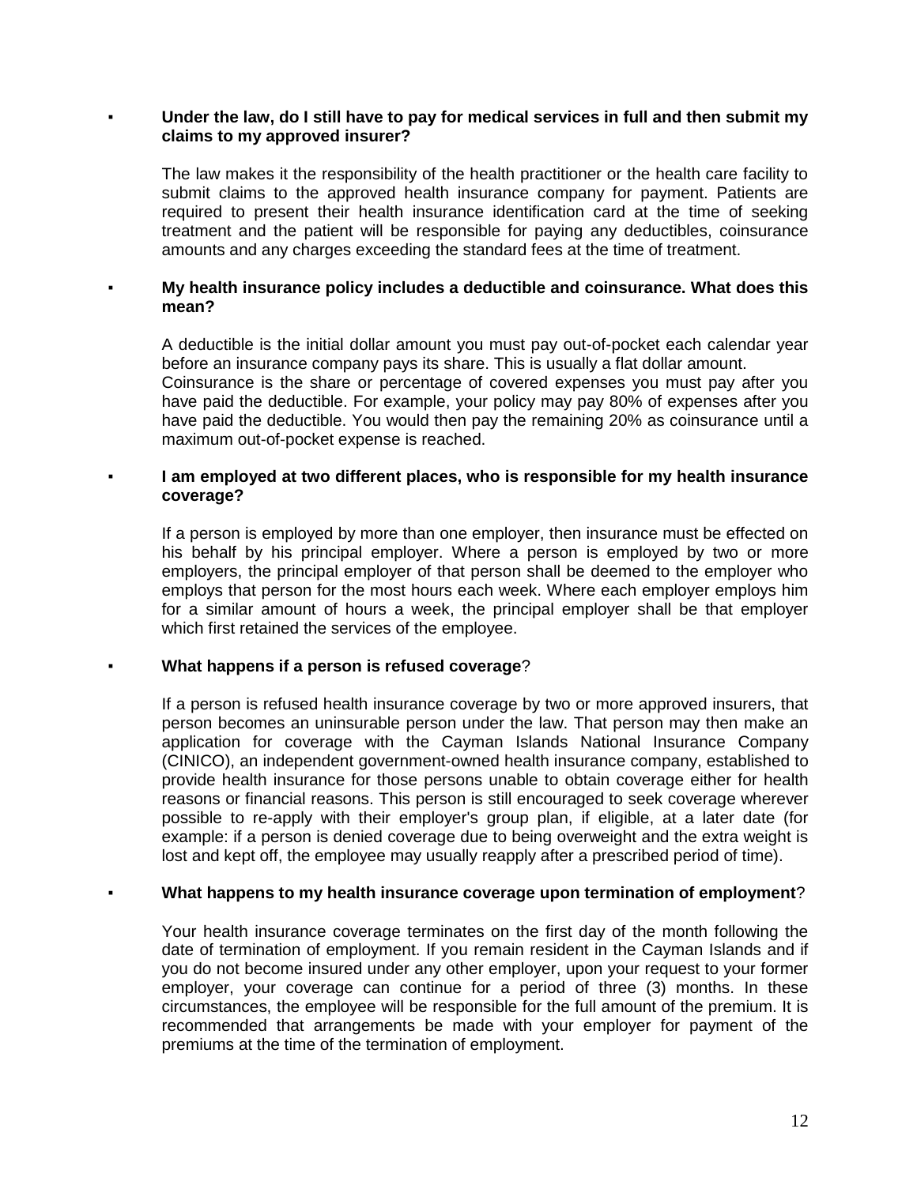- **Under the law, do I still have to pay for medical services in full and then submit my claims to my approved insurer?**

  The law makes it the responsibility of the health practitioner or the health care facility to submit claims to the approved health insurance company for payment. Patients are required to present their health insurance identification card at the time of seeking treatment and the patient will be responsible for paying any deductibles, coinsurance amounts and any charges exceeding the standard fees at the time of treatment.

- **My health insurance policy includes a deductible and coinsurance. What does this mean?**

  A deductible is the initial dollar amount you must pay out-of-pocket each calendar year before an insurance company pays its share. This is usually a flat dollar amount.
  Coinsurance is the share or percentage of covered expenses you must pay after you have paid the deductible. For example, your policy may pay 80% of expenses after you have paid the deductible. You would then pay the remaining 20% as coinsurance until a maximum out-of-pocket expense is reached.

- **I am employed at two different places, who is responsible for my health insurance coverage?**

  If a person is employed by more than one employer, then insurance must be effected on his behalf by his principal employer. Where a person is employed by two or more employers, the principal employer of that person shall be deemed to the employer who employs that person for the most hours each week. Where each employer employs him for a similar amount of hours a week, the principal employer shall be that employer which first retained the services of the employee.

- **What happens if a person is refused coverage**?

  If a person is refused health insurance coverage by two or more approved insurers, that person becomes an uninsurable person under the law. That person may then make an application for coverage with the Cayman Islands National Insurance Company (CINICO), an independent government-owned health insurance company, established to provide health insurance for those persons unable to obtain coverage either for health reasons or financial reasons. This person is still encouraged to seek coverage wherever possible to re-apply with their employer's group plan, if eligible, at a later date (for example: if a person is denied coverage due to being overweight and the extra weight is lost and kept off, the employee may usually reapply after a prescribed period of time).

- **What happens to my health insurance coverage upon termination of employment**?

  Your health insurance coverage terminates on the first day of the month following the date of termination of employment. If you remain resident in the Cayman Islands and if you do not become insured under any other employer, upon your request to your former employer, your coverage can continue for a period of three (3) months. In these circumstances, the employee will be responsible for the full amount of the premium. It is recommended that arrangements be made with your employer for payment of the premiums at the time of the termination of employment.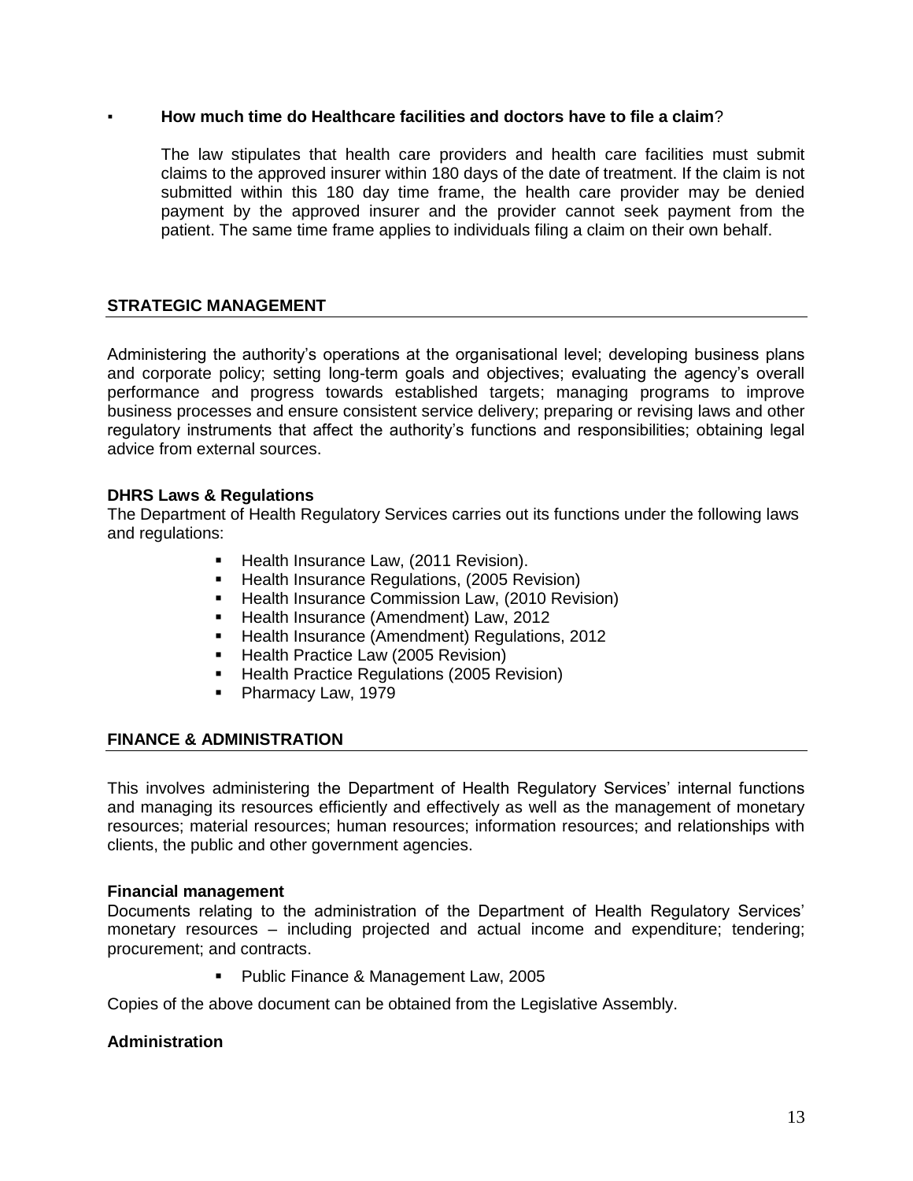- **How much time do Healthcare facilities and doctors have to file a claim**?

  The law stipulates that health care providers and health care facilities must submit claims to the approved insurer within 180 days of the date of treatment. If the claim is not submitted within this 180 day time frame, the health care provider may be denied payment by the approved insurer and the provider cannot seek payment from the patient. The same time frame applies to individuals filing a claim on their own behalf.

## STRATEGIC MANAGEMENT

Administering the authority's operations at the organisational level; developing business plans and corporate policy; setting long-term goals and objectives; evaluating the agency's overall performance and progress towards established targets; managing programs to improve business processes and ensure consistent service delivery; preparing or revising laws and other regulatory instruments that affect the authority's functions and responsibilities; obtaining legal advice from external sources.

### DHRS Laws & Regulations

The Department of Health Regulatory Services carries out its functions under the following laws and regulations:

- Health Insurance Law, (2011 Revision).
- Health Insurance Regulations, (2005 Revision)
- Health Insurance Commission Law, (2010 Revision)
- Health Insurance (Amendment) Law, 2012
- Health Insurance (Amendment) Regulations, 2012
- Health Practice Law (2005 Revision)
- Health Practice Regulations (2005 Revision)
- Pharmacy Law, 1979

## FINANCE & ADMINISTRATION

This involves administering the Department of Health Regulatory Services' internal functions and managing its resources efficiently and effectively as well as the management of monetary resources; material resources; human resources; information resources; and relationships with clients, the public and other government agencies.

### Financial management

Documents relating to the administration of the Department of Health Regulatory Services' monetary resources – including projected and actual income and expenditure; tendering; procurement; and contracts.

- Public Finance & Management Law, 2005

Copies of the above document can be obtained from the Legislative Assembly.

### Administration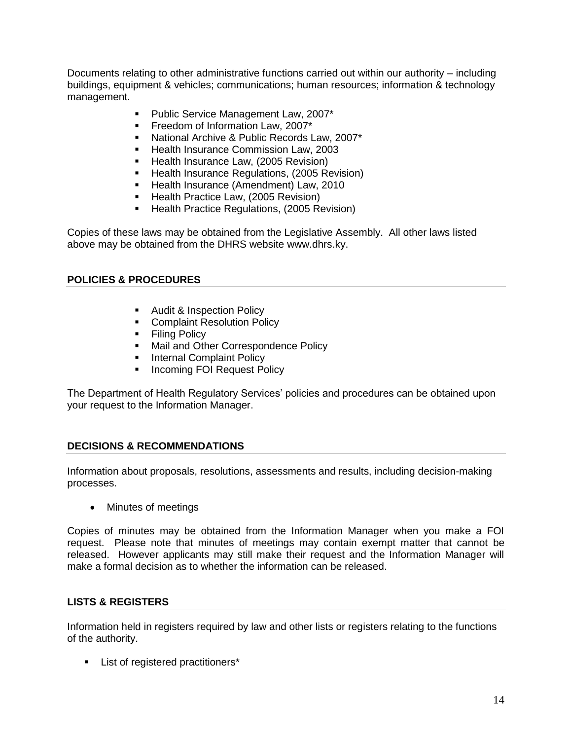Documents relating to other administrative functions carried out within our authority – including buildings, equipment & vehicles; communications; human resources; information & technology management.

- Public Service Management Law, 2007*
- Freedom of Information Law, 2007*
- National Archive & Public Records Law, 2007*
- Health Insurance Commission Law, 2003
- Health Insurance Law, (2005 Revision)
- Health Insurance Regulations, (2005 Revision)
- Health Insurance (Amendment) Law, 2010
- Health Practice Law, (2005 Revision)
- Health Practice Regulations, (2005 Revision)

Copies of these laws may be obtained from the Legislative Assembly. All other laws listed above may be obtained from the DHRS website www.dhrs.ky.

## POLICIES & PROCEDURES

- Audit & Inspection Policy
- Complaint Resolution Policy
- Filing Policy
- Mail and Other Correspondence Policy
- Internal Complaint Policy
- Incoming FOI Request Policy

The Department of Health Regulatory Services' policies and procedures can be obtained upon your request to the Information Manager.

## DECISIONS & RECOMMENDATIONS

Information about proposals, resolutions, assessments and results, including decision-making processes.

- Minutes of meetings

Copies of minutes may be obtained from the Information Manager when you make a FOI request. Please note that minutes of meetings may contain exempt matter that cannot be released. However applicants may still make their request and the Information Manager will make a formal decision as to whether the information can be released.

## LISTS & REGISTERS

Information held in registers required by law and other lists or registers relating to the functions of the authority.

- List of registered practitioners*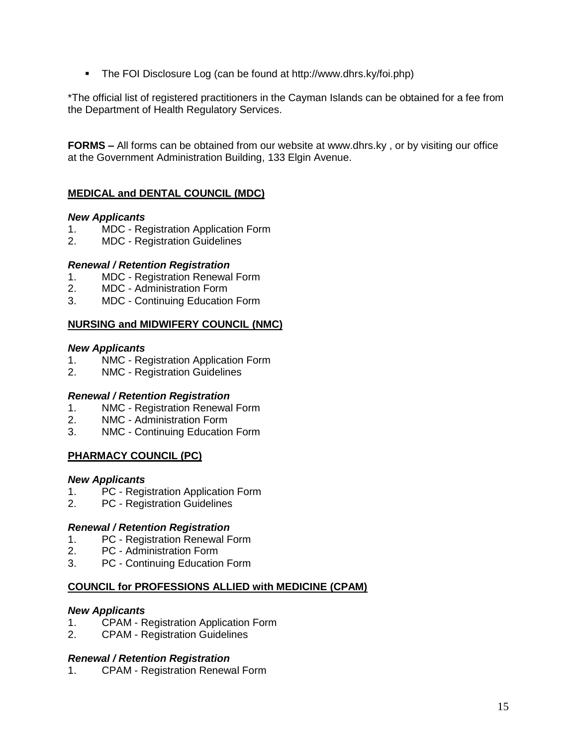- The FOI Disclosure Log (can be found at http://www.dhrs.ky/foi.php)

*The official list of registered practitioners in the Cayman Islands can be obtained for a fee from the Department of Health Regulatory Services.

**FORMS –** All forms can be obtained from our website at www.dhrs.ky , or by visiting our office at the Government Administration Building, 133 Elgin Avenue.

## MEDICAL and DENTAL COUNCIL (MDC)

***New Applicants***

1. MDC - Registration Application Form
2. MDC - Registration Guidelines

***Renewal / Retention Registration***

1. MDC - Registration Renewal Form
2. MDC - Administration Form
3. MDC - Continuing Education Form

## NURSING and MIDWIFERY COUNCIL (NMC)

***New Applicants***

1. NMC - Registration Application Form
2. NMC - Registration Guidelines

***Renewal / Retention Registration***

1. NMC - Registration Renewal Form
2. NMC - Administration Form
3. NMC - Continuing Education Form

## PHARMACY COUNCIL (PC)

***New Applicants***

1. PC - Registration Application Form
2. PC - Registration Guidelines

***Renewal / Retention Registration***

1. PC - Registration Renewal Form
2. PC - Administration Form
3. PC - Continuing Education Form

## COUNCIL for PROFESSIONS ALLIED with MEDICINE (CPAM)

***New Applicants***

1. CPAM - Registration Application Form
2. CPAM - Registration Guidelines

***Renewal / Retention Registration***

1. CPAM - Registration Renewal Form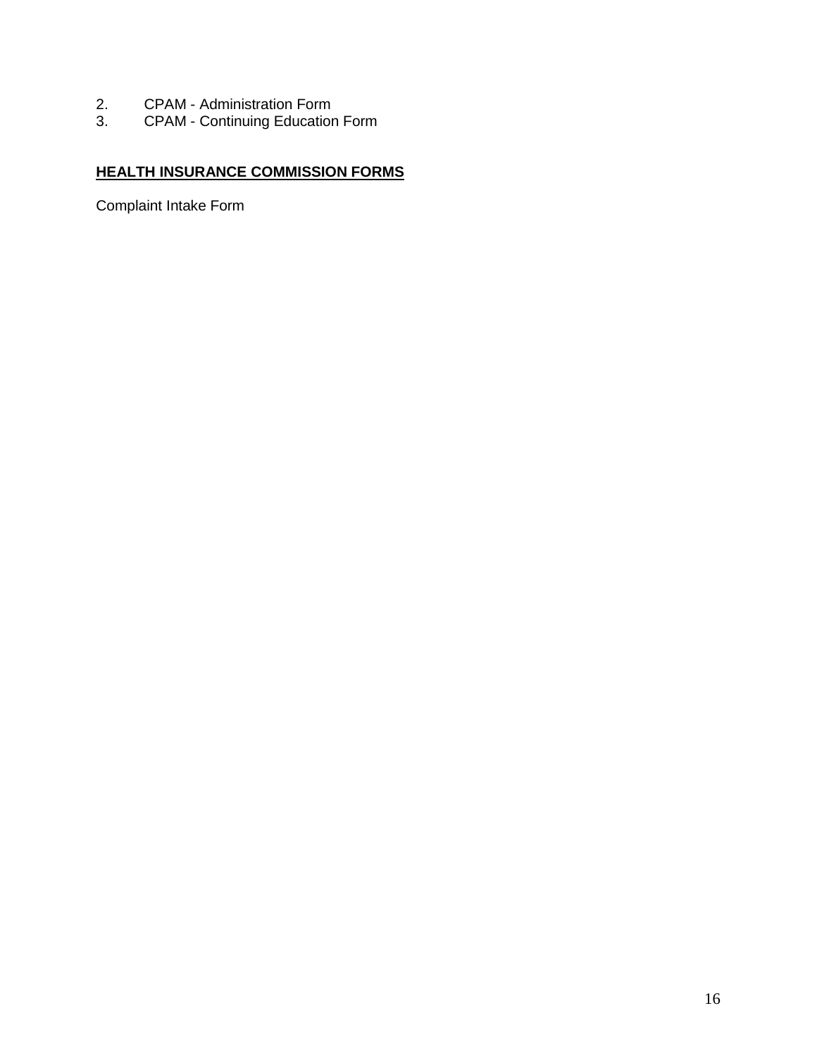2. CPAM - Administration Form
3. CPAM - Continuing Education Form

**HEALTH INSURANCE COMMISSION FORMS**

Complaint Intake Form